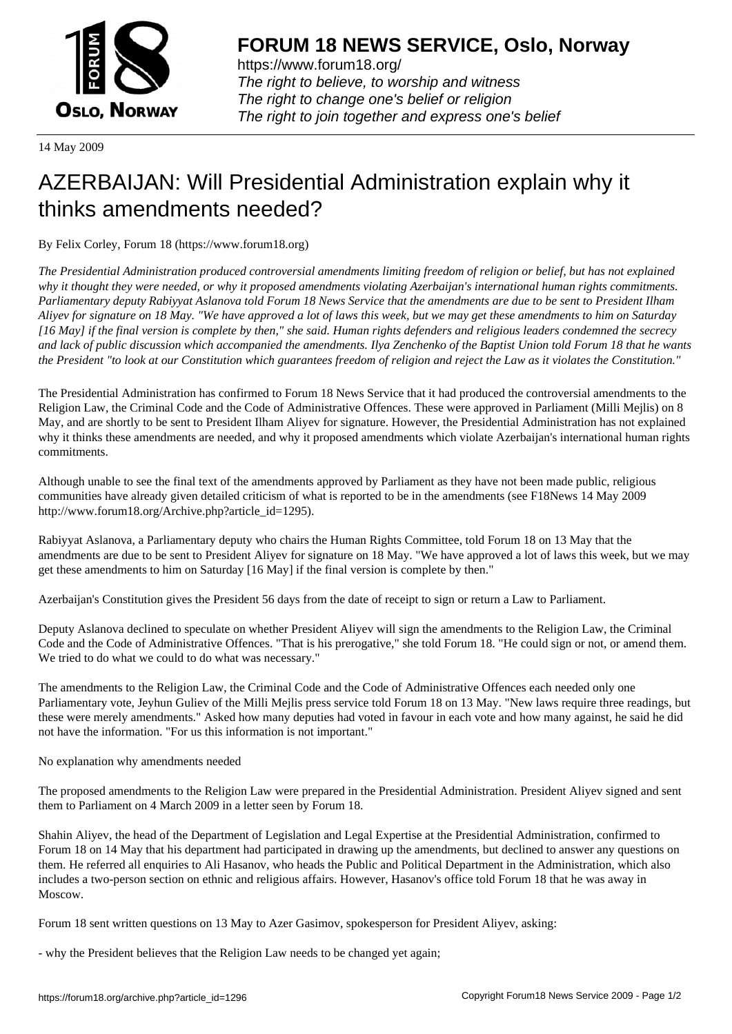14 May 2009

# AZERBAIJAN: Will Presidential Administration explain why it thinks amendments needed?

By Felix Corley, Forum 18 (https://www.forum18.org)

*The Presidential Administration produced controversial amendments limiting freedom of religion or belief, but has not explained why it thought they were needed, or why it proposed amendments violating Azerbaijan's international human rights commitments. Parliamentary deputy Rabiyyat Aslanova told Forum 18 News Service that the amendments are due to be sent to President Ilham Aliyev for signature on 18 May. "We have approved a lot of laws this week, but we may get these amendments to him on Saturday [16 May] if the final version is complete by then," she said. Human rights defenders and religious leaders condemned the secrecy and lack of public discussion which accompanied the amendments. Ilya Zenchenko of the Baptist Union told Forum 18 that he wants the President "to look at our Constitution which guarantees freedom of religion and reject the Law as it violates the Constitution."*

The Presidential Administration has confirmed to Forum 18 News Service that it had produced the controversial amendments to the Religion Law, the Criminal Code and the Code of Administrative Offences. These were approved in Parliament (Milli Mejlis) on 8 May, and are shortly to be sent to President Ilham Aliyev for signature. However, the Presidential Administration has not explained why it thinks these amendments are needed, and why it proposed amendments which violate Azerbaijan's international human rights commitments.

Although unable to see the final text of the amendments approved by Parliament as they have not been made public, religious communities have already given detailed criticism of what is reported to be in the amendments (see F18News 14 May 2009 http://www.forum18.org/Archive.php?article_id=1295).

Rabiyyat Aslanova, a Parliamentary deputy who chairs the Human Rights Committee, told Forum 18 on 13 May that the amendments are due to be sent to President Aliyev for signature on 18 May. "We have approved a lot of laws this week, but we may get these amendments to him on Saturday [16 May] if the final version is complete by then."

Azerbaijan's Constitution gives the President 56 days from the date of receipt to sign or return a Law to Parliament.

Deputy Aslanova declined to speculate on whether President Aliyev will sign the amendments to the Religion Law, the Criminal Code and the Code of Administrative Offences. "That is his prerogative," she told Forum 18. "He could sign or not, or amend them. We tried to do what we could to do what was necessary."

The amendments to the Religion Law, the Criminal Code and the Code of Administrative Offences each needed only one Parliamentary vote, Jeyhun Guliev of the Milli Mejlis press service told Forum 18 on 13 May. "New laws require three readings, but these were merely amendments." Asked how many deputies had voted in favour in each vote and how many against, he said he did not have the information. "For us this information is not important."

## No explanation why amendments needed

The proposed amendments to the Religion Law were prepared in the Presidential Administration. President Aliyev signed and sent them to Parliament on 4 March 2009 in a letter seen by Forum 18.

Shahin Aliyev, the head of the Department of Legislation and Legal Expertise at the Presidential Administration, confirmed to Forum 18 on 14 May that his department had participated in drawing up the amendments, but declined to answer any questions on them. He referred all enquiries to Ali Hasanov, who heads the Public and Political Department in the Administration, which also includes a two-person section on ethnic and religious affairs. However, Hasanov's office told Forum 18 that he was away in Moscow.

Forum 18 sent written questions on 13 May to Azer Gasimov, spokesperson for President Aliyev, asking:

- why the President believes that the Religion Law needs to be changed yet again;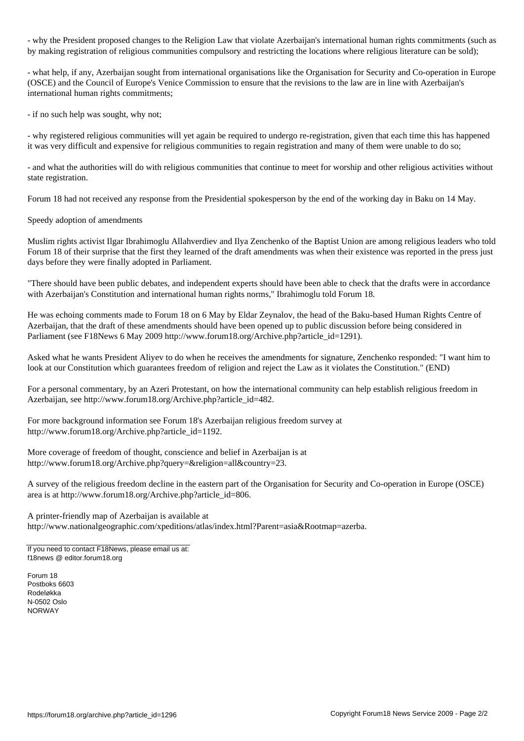- why the President proposed changes to the Religion Law that violate Azerbaijan's international human rights commitments (such as by making registration of religious communities compulsory and restricting the locations where religious literature can be sold);

- what help, if any, Azerbaijan sought from international organisations like the Organisation for Security and Co-operation in Europe (OSCE) and the Council of Europe's Venice Commission to ensure that the revisions to the law are in line with Azerbaijan's international human rights commitments;

- if no such help was sought, why not;

- why registered religious communities will yet again be required to undergo re-registration, given that each time this has happened it was very difficult and expensive for religious communities to regain registration and many of them were unable to do so;

- and what the authorities will do with religious communities that continue to meet for worship and other religious activities without state registration.

Forum 18 had not received any response from the Presidential spokesperson by the end of the working day in Baku on 14 May.

Speedy adoption of amendments

Muslim rights activist Ilgar Ibrahimoglu Allahverdiev and Ilya Zenchenko of the Baptist Union are among religious leaders who told Forum 18 of their surprise that the first they learned of the draft amendments was when their existence was reported in the press just days before they were finally adopted in Parliament.

"There should have been public debates, and independent experts should have been able to check that the drafts were in accordance with Azerbaijan's Constitution and international human rights norms," Ibrahimoglu told Forum 18.

He was echoing comments made to Forum 18 on 6 May by Eldar Zeynalov, the head of the Baku-based Human Rights Centre of Azerbaijan, that the draft of these amendments should have been opened up to public discussion before being considered in Parliament (see F18News 6 May 2009 http://www.forum18.org/Archive.php?article_id=1291).

Asked what he wants President Aliyev to do when he receives the amendments for signature, Zenchenko responded: "I want him to look at our Constitution which guarantees freedom of religion and reject the Law as it violates the Constitution." (END)

For a personal commentary, by an Azeri Protestant, on how the international community can help establish religious freedom in Azerbaijan, see http://www.forum18.org/Archive.php?article_id=482.

For more background information see Forum 18's Azerbaijan religious freedom survey at http://www.forum18.org/Archive.php?article_id=1192.

More coverage of freedom of thought, conscience and belief in Azerbaijan is at http://www.forum18.org/Archive.php?query=&religion=all&country=23.

A survey of the religious freedom decline in the eastern part of the Organisation for Security and Co-operation in Europe (OSCE) area is at http://www.forum18.org/Archive.php?article_id=806.

A printer-friendly map of Azerbaijan is available at http://www.nationalgeographic.com/xpeditions/atlas/index.html?Parent=asia&Rootmap=azerba.

If you need to contact F18News, please email us at:
f18news @ editor.forum18.org

Forum 18
Postboks 6603
Rodeløkka
N-0502 Oslo
NORWAY